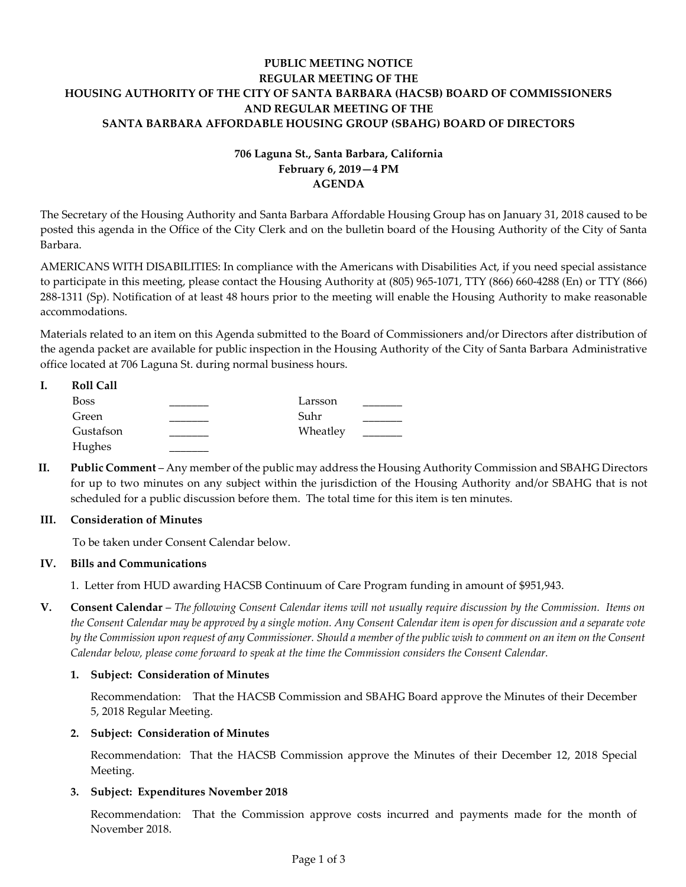# PUBLIC MEETING NOTICE
# REGULAR MEETING OF THE
# HOUSING AUTHORITY OF THE CITY OF SANTA BARBARA (HACSB) BOARD OF COMMISSIONERS
# AND REGULAR MEETING OF THE
# SANTA BARBARA AFFORDABLE HOUSING GROUP (SBAHG) BOARD OF DIRECTORS

**706 Laguna St., Santa Barbara, California**
**February 6, 2019—4 PM**
**AGENDA**

The Secretary of the Housing Authority and Santa Barbara Affordable Housing Group has on January 31, 2018 caused to be posted this agenda in the Office of the City Clerk and on the bulletin board of the Housing Authority of the City of Santa Barbara.

AMERICANS WITH DISABILITIES: In compliance with the Americans with Disabilities Act, if you need special assistance to participate in this meeting, please contact the Housing Authority at (805) 965-1071, TTY (866) 660-4288 (En) or TTY (866) 288-1311 (Sp). Notification of at least 48 hours prior to the meeting will enable the Housing Authority to make reasonable accommodations.

Materials related to an item on this Agenda submitted to the Board of Commissioners and/or Directors after distribution of the agenda packet are available for public inspection in the Housing Authority of the City of Santa Barbara Administrative office located at 706 Laguna St. during normal business hours.

**I. Roll Call**

| | | | |
|---|---|---|---|
| Boss | _______ | Larsson | _______ |
| Green | _______ | Suhr | _______ |
| Gustafson | _______ | Wheatley | _______ |
| Hughes | _______ | | |

**II. Public Comment** – Any member of the public may address the Housing Authority Commission and SBAHG Directors for up to two minutes on any subject within the jurisdiction of the Housing Authority and/or SBAHG that is not scheduled for a public discussion before them. The total time for this item is ten minutes.

**III. Consideration of Minutes**

To be taken under Consent Calendar below.

**IV. Bills and Communications**

1. Letter from HUD awarding HACSB Continuum of Care Program funding in amount of $951,943.

**V. Consent Calendar** – *The following Consent Calendar items will not usually require discussion by the Commission. Items on the Consent Calendar may be approved by a single motion. Any Consent Calendar item is open for discussion and a separate vote by the Commission upon request of any Commissioner. Should a member of the public wish to comment on an item on the Consent Calendar below, please come forward to speak at the time the Commission considers the Consent Calendar.*

**1. Subject: Consideration of Minutes**

Recommendation: That the HACSB Commission and SBAHG Board approve the Minutes of their December 5, 2018 Regular Meeting.

**2. Subject: Consideration of Minutes**

Recommendation: That the HACSB Commission approve the Minutes of their December 12, 2018 Special Meeting.

**3. Subject: Expenditures November 2018**

Recommendation: That the Commission approve costs incurred and payments made for the month of November 2018.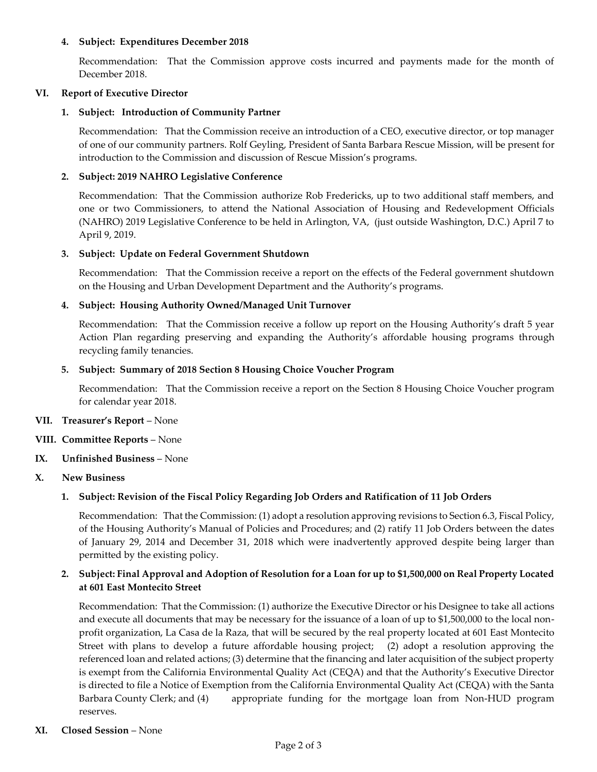**4. Subject: Expenditures December 2018**

Recommendation: That the Commission approve costs incurred and payments made for the month of December 2018.

**VI. Report of Executive Director**

**1. Subject: Introduction of Community Partner**

Recommendation: That the Commission receive an introduction of a CEO, executive director, or top manager of one of our community partners. Rolf Geyling, President of Santa Barbara Rescue Mission, will be present for introduction to the Commission and discussion of Rescue Mission's programs.

**2. Subject: 2019 NAHRO Legislative Conference**

Recommendation: That the Commission authorize Rob Fredericks, up to two additional staff members, and one or two Commissioners, to attend the National Association of Housing and Redevelopment Officials (NAHRO) 2019 Legislative Conference to be held in Arlington, VA, (just outside Washington, D.C.) April 7 to April 9, 2019.

**3. Subject: Update on Federal Government Shutdown**

Recommendation: That the Commission receive a report on the effects of the Federal government shutdown on the Housing and Urban Development Department and the Authority's programs.

**4. Subject: Housing Authority Owned/Managed Unit Turnover**

Recommendation: That the Commission receive a follow up report on the Housing Authority's draft 5 year Action Plan regarding preserving and expanding the Authority's affordable housing programs through recycling family tenancies.

**5. Subject: Summary of 2018 Section 8 Housing Choice Voucher Program**

Recommendation: That the Commission receive a report on the Section 8 Housing Choice Voucher program for calendar year 2018.

**VII. Treasurer's Report** – None

**VIII. Committee Reports** – None

**IX. Unfinished Business** – None

**X. New Business**

**1. Subject: Revision of the Fiscal Policy Regarding Job Orders and Ratification of 11 Job Orders**

Recommendation: That the Commission: (1) adopt a resolution approving revisions to Section 6.3, Fiscal Policy, of the Housing Authority's Manual of Policies and Procedures; and (2) ratify 11 Job Orders between the dates of January 29, 2014 and December 31, 2018 which were inadvertently approved despite being larger than permitted by the existing policy.

**2. Subject: Final Approval and Adoption of Resolution for a Loan for up to $1,500,000 on Real Property Located at 601 East Montecito Street**

Recommendation: That the Commission: (1) authorize the Executive Director or his Designee to take all actions and execute all documents that may be necessary for the issuance of a loan of up to $1,500,000 to the local non-profit organization, La Casa de la Raza, that will be secured by the real property located at 601 East Montecito Street with plans to develop a future affordable housing project; (2) adopt a resolution approving the referenced loan and related actions; (3) determine that the financing and later acquisition of the subject property is exempt from the California Environmental Quality Act (CEQA) and that the Authority's Executive Director is directed to file a Notice of Exemption from the California Environmental Quality Act (CEQA) with the Santa Barbara County Clerk; and (4) appropriate funding for the mortgage loan from Non-HUD program reserves.

**XI. Closed Session** – None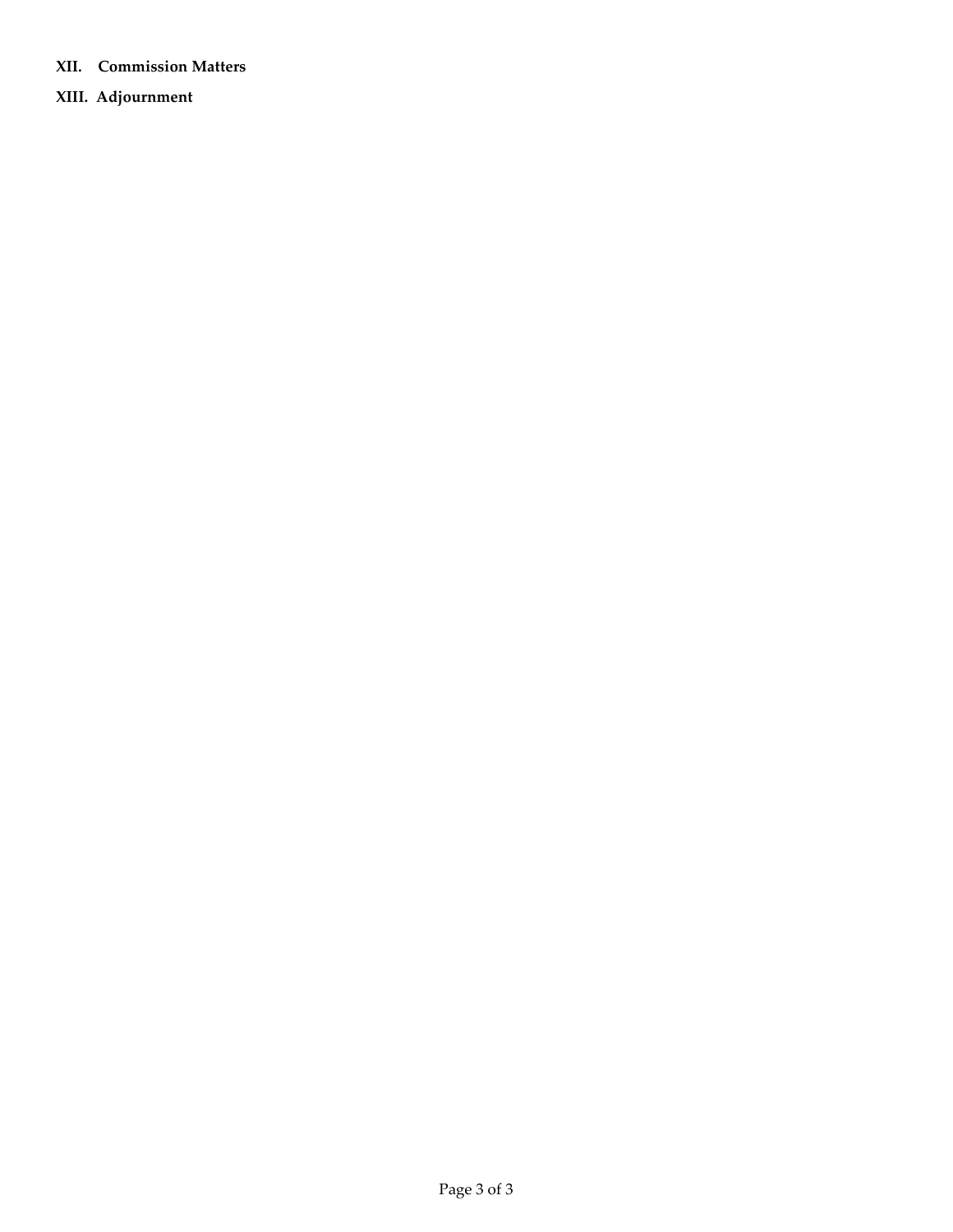**XII. Commission Matters**

**XIII. Adjournment**